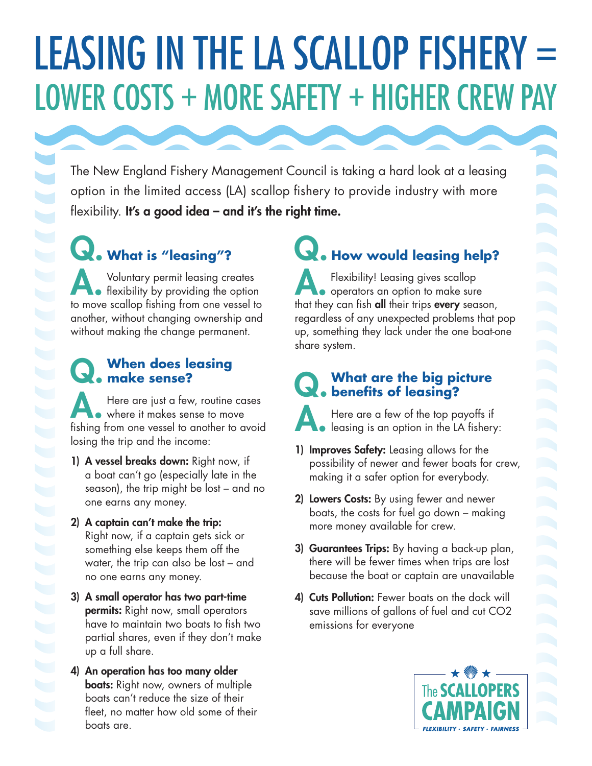# LEASING IN THE LA SCALLOP FISHERY =

## LOWER COSTS + MORE SAFETY + HIGHER CREW PAY

The New England Fishery Management Council is taking a hard look at a leasing option in the limited access (LA) scallop fishery to provide industry with more flexibility. **It's a good idea – and it's the right time.**

### Q. What is "leasing"?

**A.** Voluntary permit leasing creates flexibility by providing the option to move scallop fishing from one vessel to another, without changing ownership and without making the change permanent.

### Q. When does leasing make sense?

**A.** Here are just a few, routine cases where it makes sense to move fishing from one vessel to another to avoid losing the trip and the income:

1) **A vessel breaks down:** Right now, if a boat can't go (especially late in the season), the trip might be lost – and no one earns any money.
2) **A captain can't make the trip:** Right now, if a captain gets sick or something else keeps them off the water, the trip can also be lost – and no one earns any money.
3) **A small operator has two part-time permits:** Right now, small operators have to maintain two boats to fish two partial shares, even if they don't make up a full share.
4) **An operation has too many older boats:** Right now, owners of multiple boats can't reduce the size of their fleet, no matter how old some of their boats are.

### Q. How would leasing help?

**A.** Flexibility! Leasing gives scallop operators an option to make sure that they can fish **all** their trips **every** season, regardless of any unexpected problems that pop up, something they lack under the one boat-one share system.

### Q. What are the big picture benefits of leasing?

**A.** Here are a few of the top payoffs if leasing is an option in the LA fishery:

1) **Improves Safety:** Leasing allows for the possibility of newer and fewer boats for crew, making it a safer option for everybody.
2) **Lowers Costs:** By using fewer and newer boats, the costs for fuel go down – making more money available for crew.
3) **Guarantees Trips:** By having a back-up plan, there will be fewer times when trips are lost because the boat or captain are unavailable
4) **Cuts Pollution:** Fewer boats on the dock will save millions of gallons of fuel and cut $CO_2$ emissions for everyone

The SCALLOPERS CAMPAIGN

FLEXIBILITY · SAFETY · FAIRNESS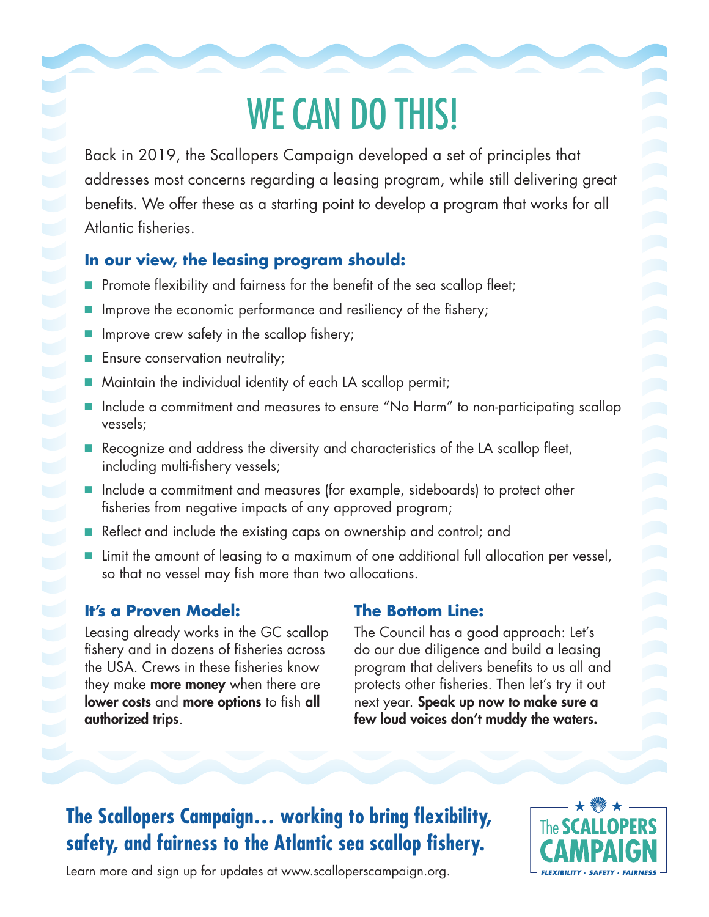# WE CAN DO THIS!

Back in 2019, the Scallopers Campaign developed a set of principles that addresses most concerns regarding a leasing program, while still delivering great benefits. We offer these as a starting point to develop a program that works for all Atlantic fisheries.

### In our view, the leasing program should:

- Promote flexibility and fairness for the benefit of the sea scallop fleet;
- Improve the economic performance and resiliency of the fishery;
- Improve crew safety in the scallop fishery;
- Ensure conservation neutrality;
- Maintain the individual identity of each LA scallop permit;
- Include a commitment and measures to ensure "No Harm" to non-participating scallop vessels;
- Recognize and address the diversity and characteristics of the LA scallop fleet, including multi-fishery vessels;
- Include a commitment and measures (for example, sideboards) to protect other fisheries from negative impacts of any approved program;
- Reflect and include the existing caps on ownership and control; and
- Limit the amount of leasing to a maximum of one additional full allocation per vessel, so that no vessel may fish more than two allocations.

### It's a Proven Model:

Leasing already works in the GC scallop fishery and in dozens of fisheries across the USA. Crews in these fisheries know they make **more money** when there are **lower costs** and **more options** to fish **all authorized trips**.

### The Bottom Line:

The Council has a good approach: Let's do our due diligence and build a leasing program that delivers benefits to us all and protects other fisheries. Then let's try it out next year. **Speak up now to make sure a few loud voices don't muddy the waters.**

**The Scallopers Campaign… working to bring flexibility, safety, and fairness to the Atlantic sea scallop fishery.**

Learn more and sign up for updates at www.scalloperscampaign.org.

The SCALLOPERS CAMPAIGN

FLEXIBILITY · SAFETY · FAIRNESS